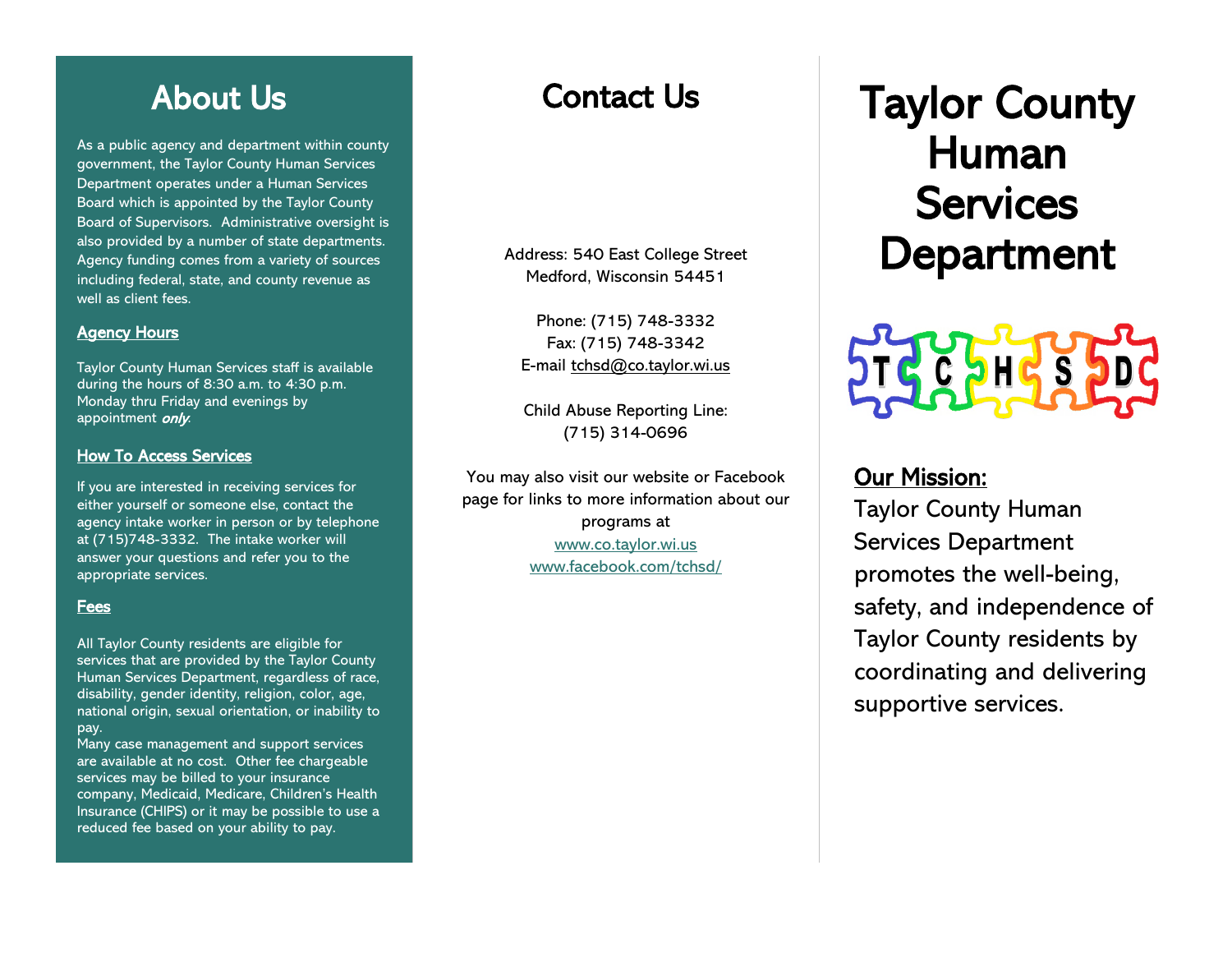## About Us

As a public agency and department within county government, the Taylor County Human Services Department operates under a Human Services Board which is appointed by the Taylor County Board of Supervisors. Administrative oversight is also provided by a number of state departments. Agency funding comes from a variety of sources including federal, state, and county revenue as well as client fees.

### Agency Hours

Taylor County Human Services staff is available during the hours of 8:30 a.m. to 4:30 p.m. Monday thru Friday and evenings by appointment ***only***.

### How To Access Services

If you are interested in receiving services for either yourself or someone else, contact the agency intake worker in person or by telephone at (715)748-3332. The intake worker will answer your questions and refer you to the appropriate services.

### Fees

All Taylor County residents are eligible for services that are provided by the Taylor County Human Services Department, regardless of race, disability, gender identity, religion, color, age, national origin, sexual orientation, or inability to pay.
Many case management and support services are available at no cost. Other fee chargeable services may be billed to your insurance company, Medicaid, Medicare, Children's Health Insurance (CHIPS) or it may be possible to use a reduced fee based on your ability to pay.

## Contact Us

Address: 540 East College Street
Medford, Wisconsin 54451

Phone: (715) 748-3332
Fax: (715) 748-3342
E-mail tchsd@co.taylor.wi.us

Child Abuse Reporting Line:
(715) 314-0696

You may also visit our website or Facebook page for links to more information about our programs at
www.co.taylor.wi.us
www.facebook.com/tchsd/

# Taylor County Human Services Department

T C H S D

### Our Mission:

Taylor County Human Services Department promotes the well-being, safety, and independence of Taylor County residents by coordinating and delivering supportive services.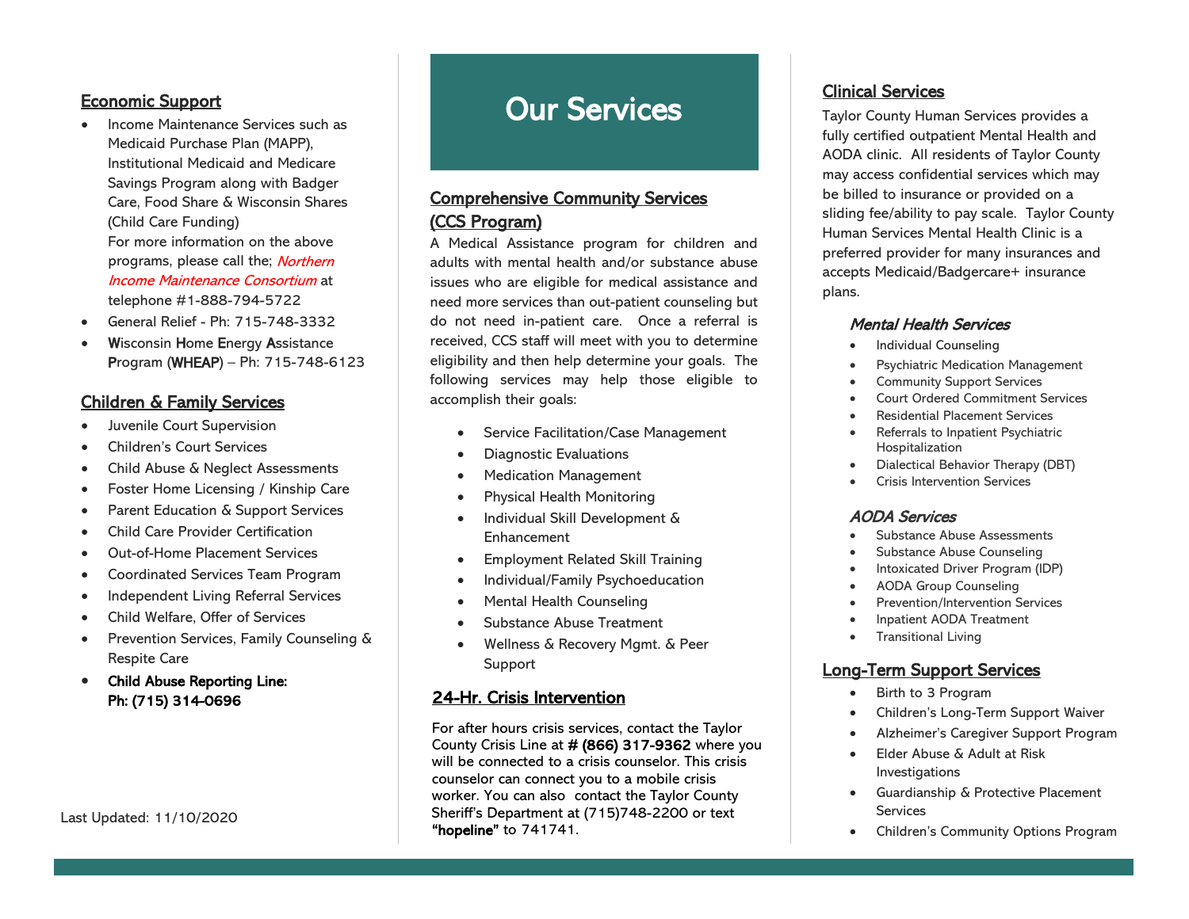## Economic Support

- Income Maintenance Services such as Medicaid Purchase Plan (MAPP), Institutional Medicaid and Medicare Savings Program along with Badger Care, Food Share & Wisconsin Shares (Child Care Funding)
  For more information on the above programs, please call the; *Northern Income Maintenance Consortium* at telephone #1-888-794-5722
- General Relief - Ph: 715-748-3332
- **W**isconsin **H**ome **E**nergy **A**ssistance **P**rogram (**WHEAP**) – Ph: 715-748-6123

## Children & Family Services

- Juvenile Court Supervision
- Children's Court Services
- Child Abuse & Neglect Assessments
- Foster Home Licensing / Kinship Care
- Parent Education & Support Services
- Child Care Provider Certification
- Out-of-Home Placement Services
- Coordinated Services Team Program
- Independent Living Referral Services
- Child Welfare, Offer of Services
- Prevention Services, Family Counseling & Respite Care
- **Child Abuse Reporting Line: Ph: (715) 314-0696**

Last Updated: 11/10/2020

# Our Services

## Comprehensive Community Services (CCS Program)

A Medical Assistance program for children and adults with mental health and/or substance abuse issues who are eligible for medical assistance and need more services than out-patient counseling but do not need in-patient care. Once a referral is received, CCS staff will meet with you to determine eligibility and then help determine your goals. The following services may help those eligible to accomplish their goals:

- Service Facilitation/Case Management
- Diagnostic Evaluations
- Medication Management
- Physical Health Monitoring
- Individual Skill Development & Enhancement
- Employment Related Skill Training
- Individual/Family Psychoeducation
- Mental Health Counseling
- Substance Abuse Treatment
- Wellness & Recovery Mgmt. & Peer Support

## 24-Hr. Crisis Intervention

For after hours crisis services, contact the Taylor County Crisis Line at **# (866) 317-9362** where you will be connected to a crisis counselor. This crisis counselor can connect you to a mobile crisis worker. You can also contact the Taylor County Sheriff's Department at (715)748-2200 or text **"hopeline"** to 741741.

## Clinical Services

Taylor County Human Services provides a fully certified outpatient Mental Health and AODA clinic. All residents of Taylor County may access confidential services which may be billed to insurance or provided on a sliding fee/ability to pay scale. Taylor County Human Services Mental Health Clinic is a preferred provider for many insurances and accepts Medicaid/Badgercare+ insurance plans.

### *Mental Health Services*

- Individual Counseling
- Psychiatric Medication Management
- Community Support Services
- Court Ordered Commitment Services
- Residential Placement Services
- Referrals to Inpatient Psychiatric Hospitalization
- Dialectical Behavior Therapy (DBT)
- Crisis Intervention Services

### *AODA Services*

- Substance Abuse Assessments
- Substance Abuse Counseling
- Intoxicated Driver Program (IDP)
- AODA Group Counseling
- Prevention/Intervention Services
- Inpatient AODA Treatment
- Transitional Living

## Long-Term Support Services

- Birth to 3 Program
- Children's Long-Term Support Waiver
- Alzheimer's Caregiver Support Program
- Elder Abuse & Adult at Risk Investigations
- Guardianship & Protective Placement Services
- Children's Community Options Program